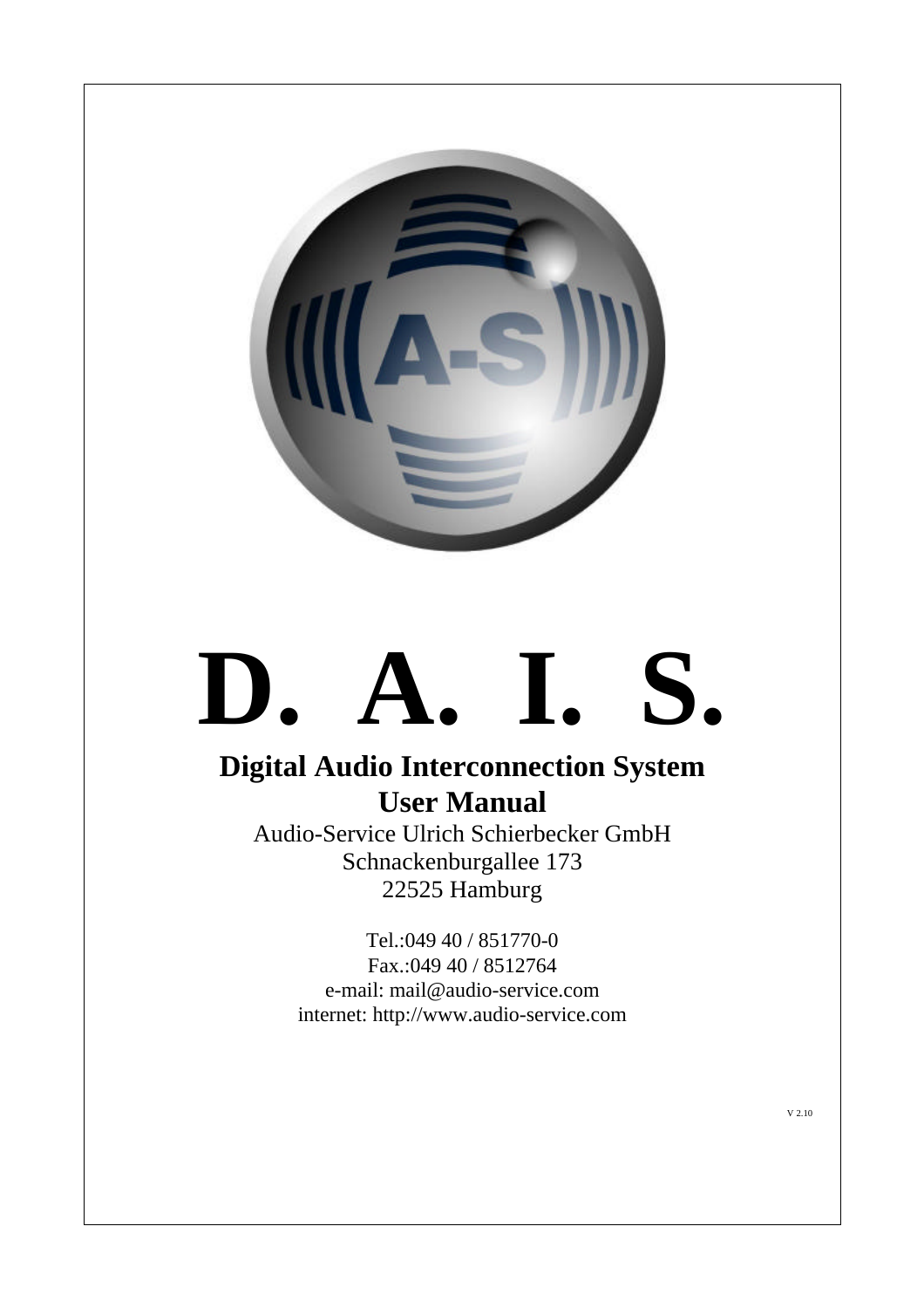# D. A. I. S.

## Digital Audio Interconnection System

## User Manual

Audio-Service Ulrich Schierbecker GmbH
Schnackenburgallee 173
22525 Hamburg

Tel.:049 40 / 851770-0
Fax.:049 40 / 8512764
e-mail: mail@audio-service.com
internet: http://www.audio-service.com

V 2.10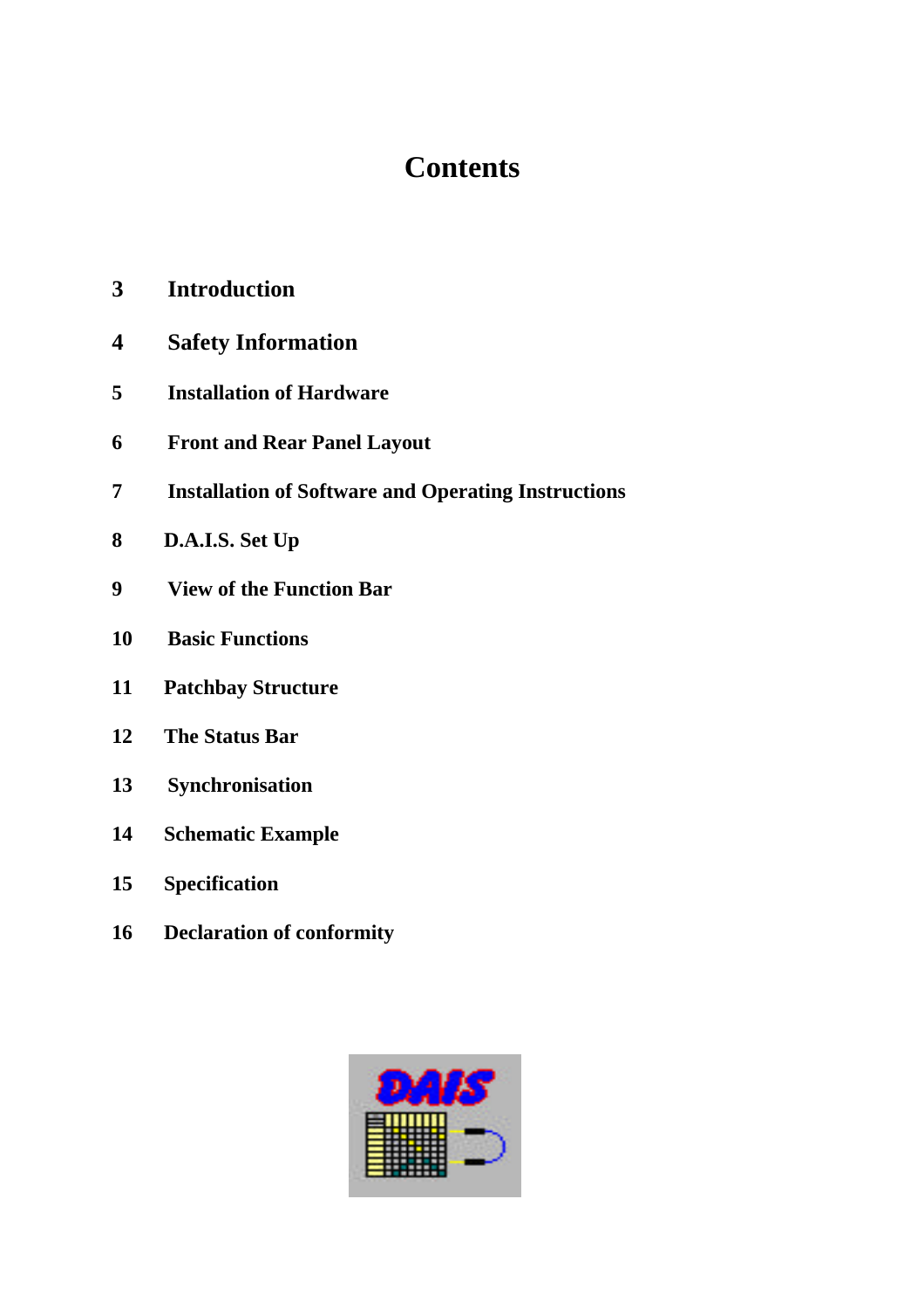# Contents

| | |
|---|---|
| 3 | **Introduction** |
| 4 | **Safety Information** |
| 5 | **Installation of Hardware** |
| 6 | **Front and Rear Panel Layout** |
| 7 | **Installation of Software and Operating Instructions** |
| 8 | **D.A.I.S. Set Up** |
| 9 | **View of the Function Bar** |
| 10 | **Basic Functions** |
| 11 | **Patchbay Structure** |
| 12 | **The Status Bar** |
| 13 | **Synchronisation** |
| 14 | **Schematic Example** |
| 15 | **Specification** |
| 16 | **Declaration of conformity** |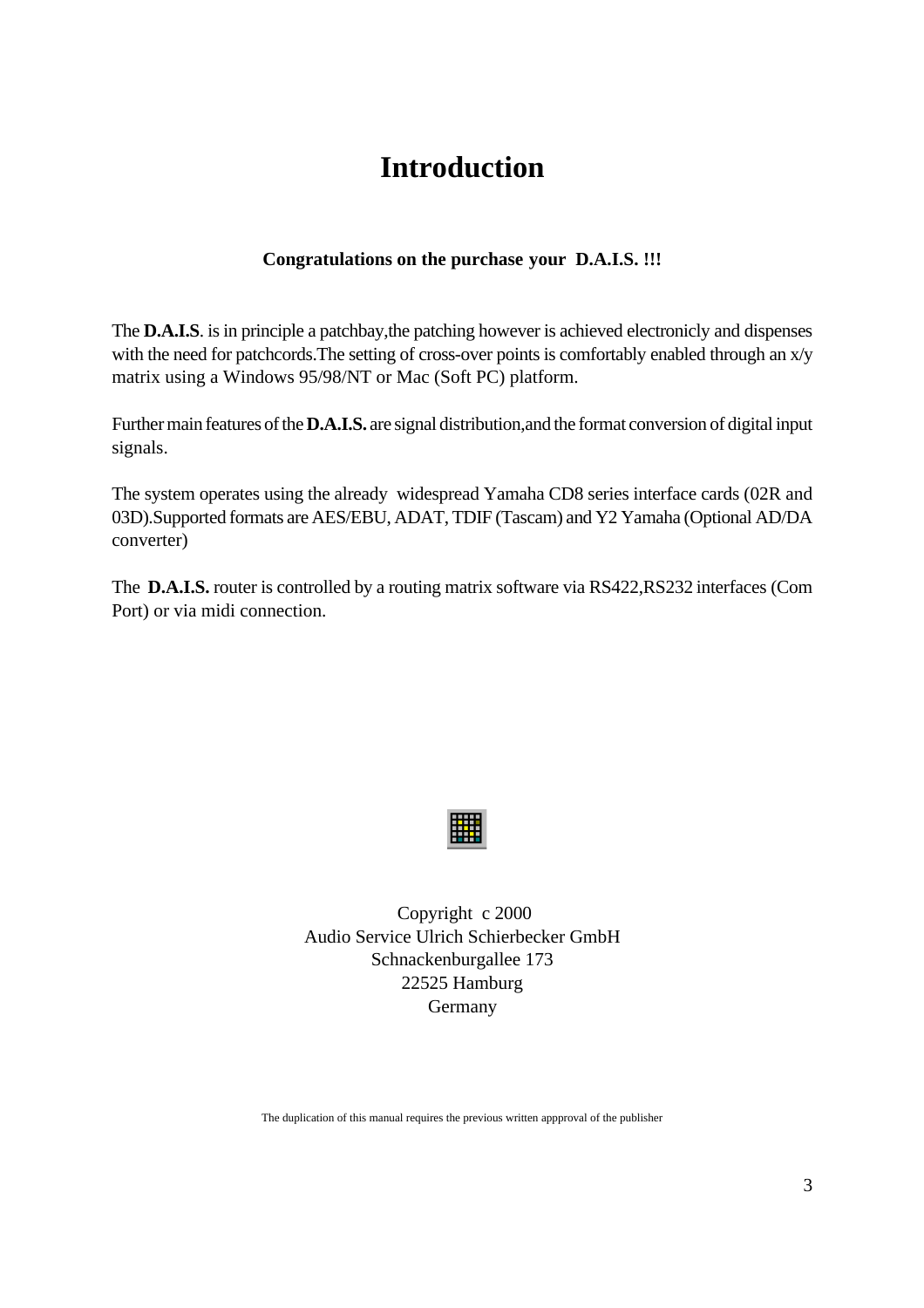# Introduction

**Congratulations on the purchase your D.A.I.S. !!!**

The **D.A.I.S**. is in principle a patchbay,the patching however is achieved electronicly and dispenses with the need for patchcords.The setting of cross-over points is comfortably enabled through an x/y matrix using a Windows 95/98/NT or Mac (Soft PC) platform.

Further main features of the **D.A.I.S.** are signal distribution,and the format conversion of digital input signals.

The system operates using the already widespread Yamaha CD8 series interface cards (02R and 03D).Supported formats are AES/EBU, ADAT, TDIF (Tascam) and Y2 Yamaha (Optional AD/DA converter)

The **D.A.I.S.** router is controlled by a routing matrix software via RS422,RS232 interfaces (Com Port) or via midi connection.

Copyright c 2000
Audio Service Ulrich Schierbecker GmbH
Schnackenburgallee 173
22525 Hamburg
Germany

The duplication of this manual requires the previous written appproval of the publisher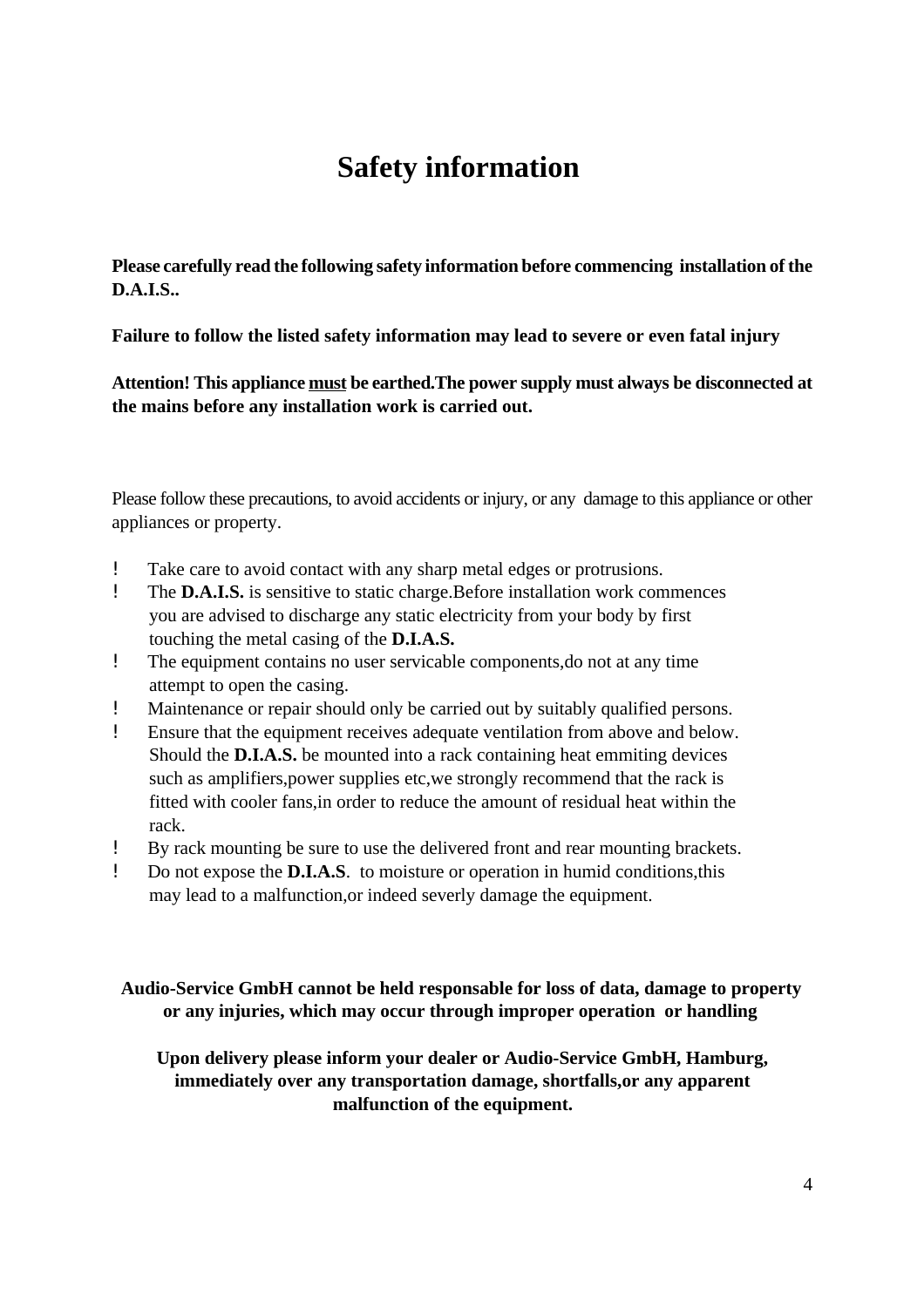# Safety information

**Please carefully read the following safety information before commencing installation of the D.A.I.S..**

**Failure to follow the listed safety information may lead to severe or even fatal injury**

**Attention! This appliance <u>must</u> be earthed.The power supply must always be disconnected at the mains before any installation work is carried out.**

Please follow these precautions, to avoid accidents or injury, or any damage to this appliance or other appliances or property.

! Take care to avoid contact with any sharp metal edges or protrusions.

! The **D.A.I.S.** is sensitive to static charge.Before installation work commences you are advised to discharge any static electricity from your body by first touching the metal casing of the **D.I.A.S.**

! The equipment contains no user servicable components,do not at any time attempt to open the casing.

! Maintenance or repair should only be carried out by suitably qualified persons.

! Ensure that the equipment receives adequate ventilation from above and below. Should the **D.I.A.S.** be mounted into a rack containing heat emmiting devices such as amplifiers,power supplies etc,we strongly recommend that the rack is fitted with cooler fans,in order to reduce the amount of residual heat within the rack.

! By rack mounting be sure to use the delivered front and rear mounting brackets.

! Do not expose the **D.I.A.S**. to moisture or operation in humid conditions,this may lead to a malfunction,or indeed severly damage the equipment.

**Audio-Service GmbH cannot be held responsable for loss of data, damage to property or any injuries, which may occur through improper operation or handling**

**Upon delivery please inform your dealer or Audio-Service GmbH, Hamburg, immediately over any transportation damage, shortfalls,or any apparent malfunction of the equipment.**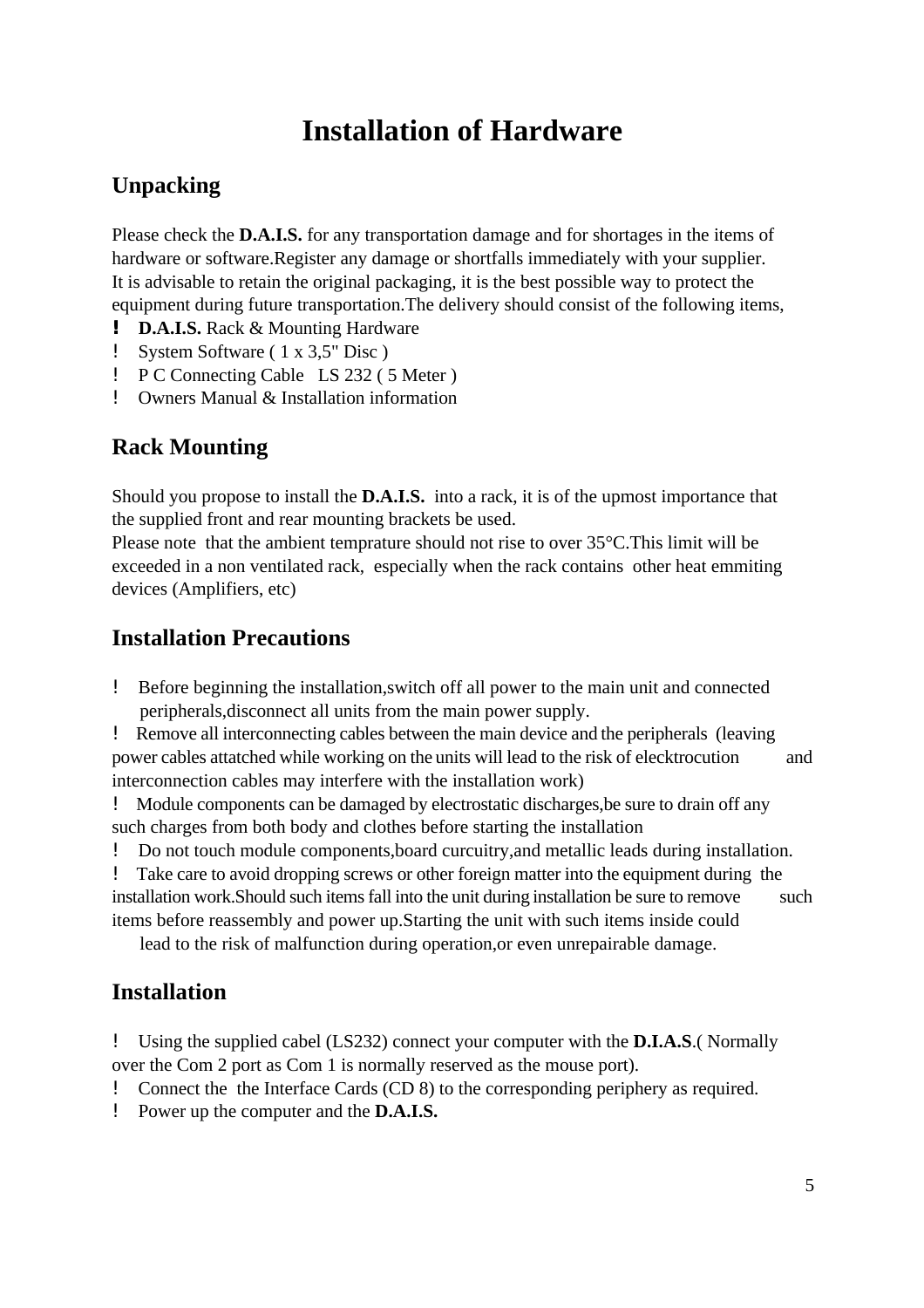# Installation of Hardware

## Unpacking

Please check the **D.A.I.S.** for any transportation damage and for shortages in the items of hardware or software.Register any damage or shortfalls immediately with your supplier.
It is advisable to retain the original packaging, it is the best possible way to protect the equipment during future transportation.The delivery should consist of the following items,

- **D.A.I.S.** Rack & Mounting Hardware
- System Software ( 1 x 3,5" Disc )
- P C Connecting Cable LS 232 ( 5 Meter )
- Owners Manual & Installation information

## Rack Mounting

Should you propose to install the **D.A.I.S.** into a rack, it is of the upmost importance that the supplied front and rear mounting brackets be used.
Please note that the ambient temprature should not rise to over 35°C.This limit will be exceeded in a non ventilated rack, especially when the rack contains other heat emmiting devices (Amplifiers, etc)

## Installation Precautions

- Before beginning the installation,switch off all power to the main unit and connected peripherals,disconnect all units from the main power supply.
- Remove all interconnecting cables between the main device and the peripherals (leaving power cables attatched while working on the units will lead to the risk of elecktrocution and interconnection cables may interfere with the installation work)
- Module components can be damaged by electrostatic discharges,be sure to drain off any such charges from both body and clothes before starting the installation
- Do not touch module components,board curcuitry,and metallic leads during installation.
- Take care to avoid dropping screws or other foreign matter into the equipment during the installation work.Should such items fall into the unit during installation be sure to remove such items before reassembly and power up.Starting the unit with such items inside could lead to the risk of malfunction during operation,or even unrepairable damage.

## Installation

- Using the supplied cabel (LS232) connect your computer with the **D.I.A.S**.( Normally over the Com 2 port as Com 1 is normally reserved as the mouse port).
- Connect the the Interface Cards (CD 8) to the corresponding periphery as required.
- Power up the computer and the **D.A.I.S.**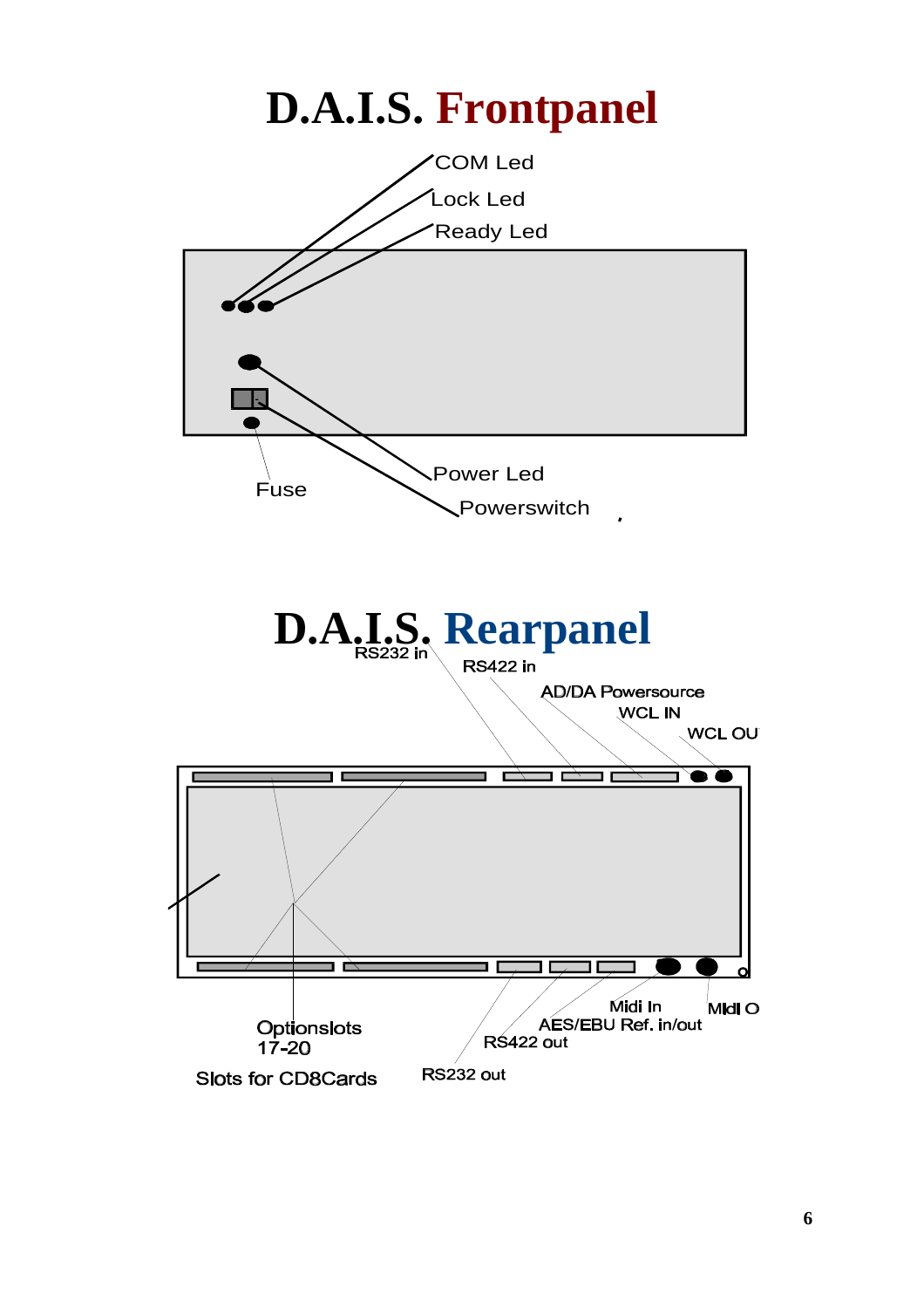# D.A.I.S. Frontpanel

COM Led

Lock Led

Ready Led

Power Led

Powerswitch

Fuse

# D.A.I.S. Rearpanel

RS232 in

RS422 in

AD/DA Powersource

WCL IN

WCL OU

Optionslots 17-20

Slots for CD8Cards

RS232 out

RS422 out

AES/EBU Ref. in/out

Midi In

MIdI O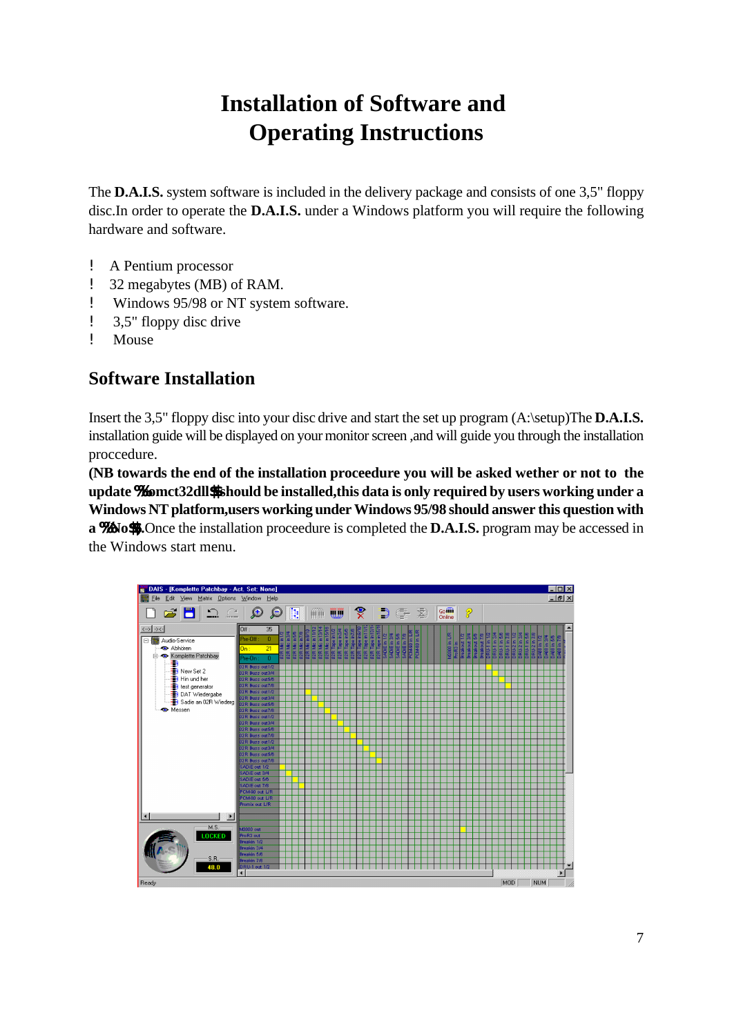# Installation of Software and Operating Instructions

The **D.A.I.S.** system software is included in the delivery package and consists of one 3,5" floppy disc.In order to operate the **D.A.I.S.** under a Windows platform you will require the following hardware and software.

- A Pentium processor
- 32 megabytes (MB) of RAM.
- Windows 95/98 or NT system software.
- 3,5" floppy disc drive
- Mouse

## Software Installation

Insert the 3,5" floppy disc into your disc drive and start the set up program (A:\setup)The **D.A.I.S.** installation guide will be displayed on your monitor screen ,and will guide you through the installation proccedure.

**(NB towards the end of the installation proceedure you will be asked wether or not to the update %omct32dll$ should be installed,this data is only required by users working under a Windows NT platform,users working under Windows 95/98 should answer this question with a %No$.** Once the installation proceedure is completed the **D.A.I.S.** program may be accessed in the Windows start menu.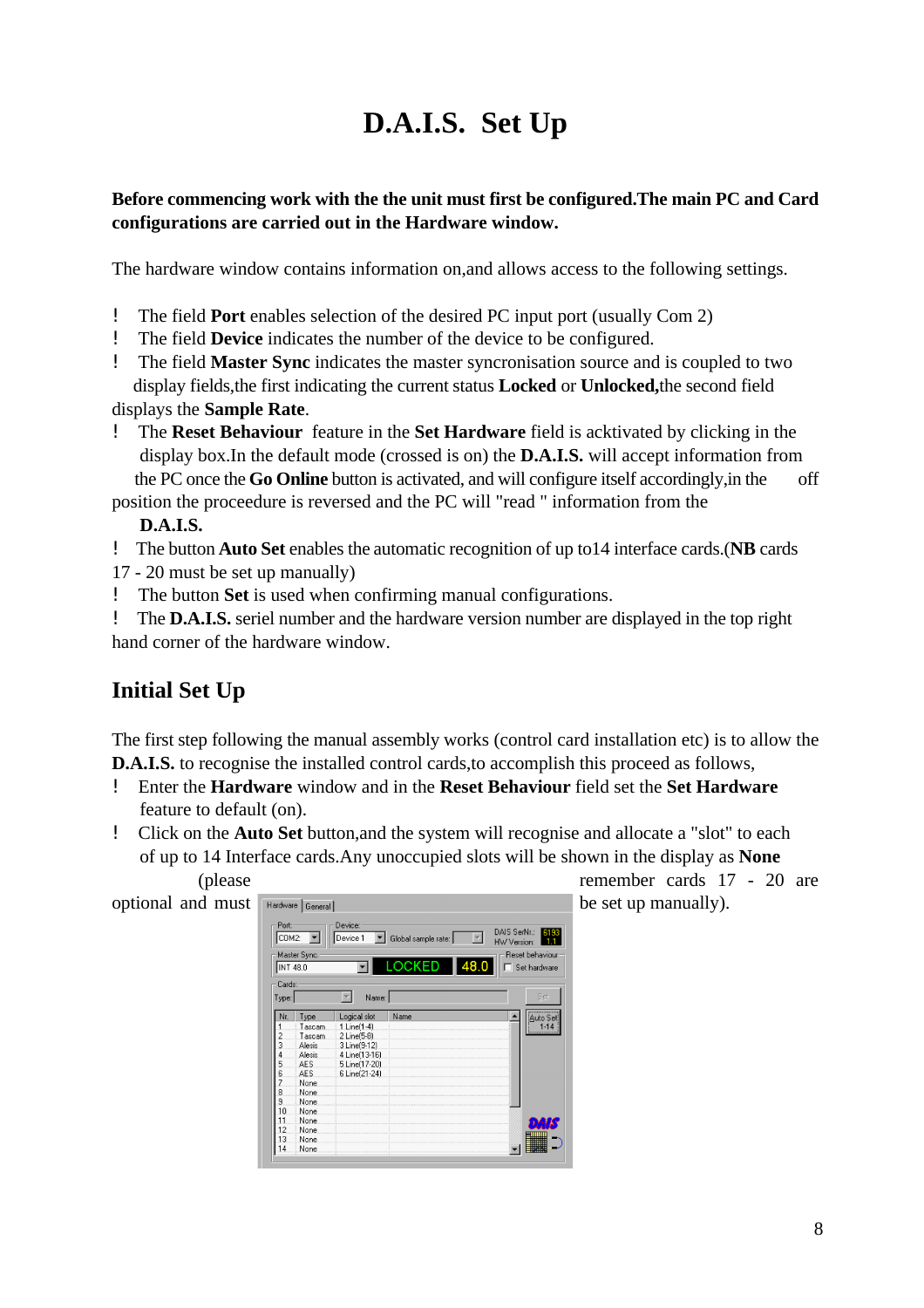# D.A.I.S. Set Up

**Before commencing work with the the unit must first be configured.The main PC and Card configurations are carried out in the Hardware window.**

The hardware window contains information on,and allows access to the following settings.

- The field **Port** enables selection of the desired PC input port (usually Com 2)
- The field **Device** indicates the number of the device to be configured.
- The field **Master Sync** indicates the master syncronisation source and is coupled to two display fields,the first indicating the current status **Locked** or **Unlocked,**the second field displays the **Sample Rate**.
- The **Reset Behaviour** feature in the **Set Hardware** field is acktivated by clicking in the display box.In the default mode (crossed is on) the **D.A.I.S.** will accept information from the PC once the **Go Online** button is activated, and will configure itself accordingly,in the off position the proceedure is reversed and the PC will "read " information from the **D.A.I.S.**
- The button **Auto Set** enables the automatic recognition of up to14 interface cards.(**NB** cards 17 - 20 must be set up manually)
- The button **Set** is used when confirming manual configurations.
- The **D.A.I.S.** seriel number and the hardware version number are displayed in the top right hand corner of the hardware window.

## Initial Set Up

The first step following the manual assembly works (control card installation etc) is to allow the **D.A.I.S.** to recognise the installed control cards,to accomplish this proceed as follows,

- Enter the **Hardware** window and in the **Reset Behaviour** field set the **Set Hardware** feature to default (on).
- Click on the **Auto Set** button,and the system will recognise and allocate a "slot" to each of up to 14 Interface cards.Any unoccupied slots will be shown in the display as **None** (please remember cards 17 - 20 are optional and must be set up manually).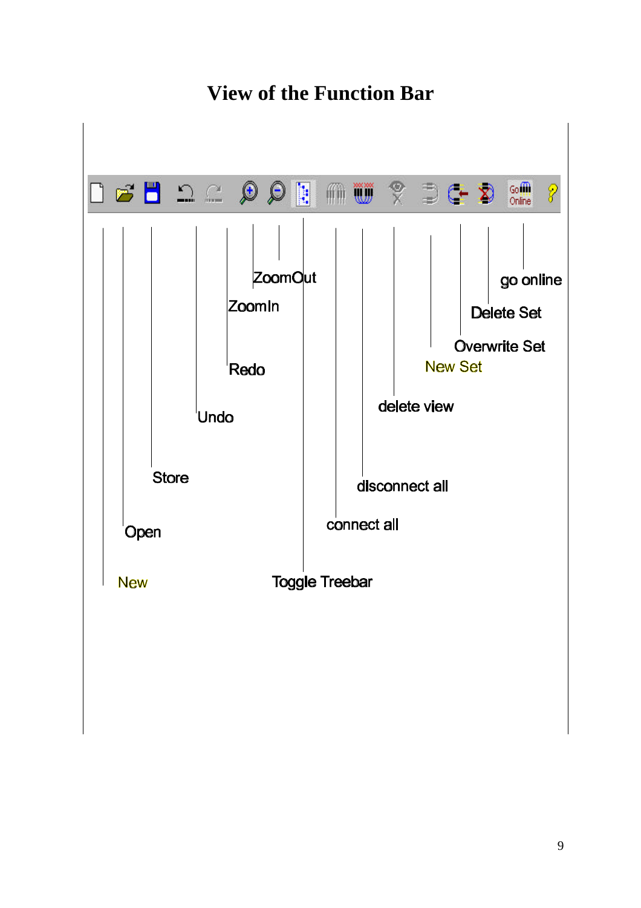# View of the Function Bar

New

Open

Store

Undo

Redo

ZoomIn

ZoomOut

Toggle Treebar

connect all

disconnect all

delete view

New Set

Overwrite Set

Delete Set

go online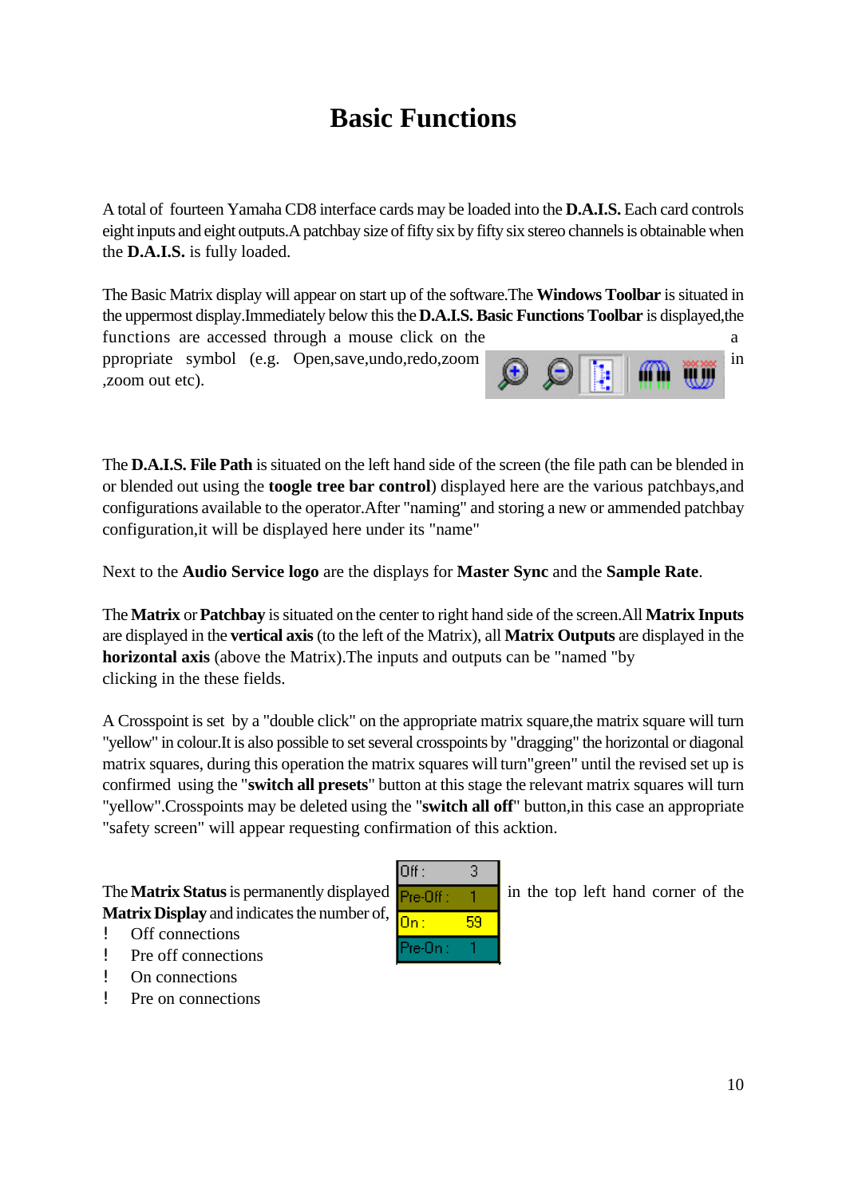# Basic Functions

A total of fourteen Yamaha CD8 interface cards may be loaded into the **D.A.I.S.** Each card controls eight inputs and eight outputs.A patchbay size of fifty six by fifty six stereo channels is obtainable when the **D.A.I.S.** is fully loaded.

The Basic Matrix display will appear on start up of the software.The **Windows Toolbar** is situated in the uppermost display.Immediately below this the **D.A.I.S. Basic Functions Toolbar** is displayed,the functions are accessed through a mouse click on the appropriate symbol (e.g. Open,save,undo,redo,zoom in ,zoom out etc).

The **D.A.I.S. File Path** is situated on the left hand side of the screen (the file path can be blended in or blended out using the **toogle tree bar control**) displayed here are the various patchbays,and configurations available to the operator.After "naming" and storing a new or ammended patchbay configuration,it will be displayed here under its "name"

Next to the **Audio Service logo** are the displays for **Master Sync** and the **Sample Rate**.

The **Matrix** or **Patchbay** is situated on the center to right hand side of the screen.All **Matrix Inputs** are displayed in the **vertical axis** (to the left of the Matrix), all **Matrix Outputs** are displayed in the **horizontal axis** (above the Matrix).The inputs and outputs can be "named "by clicking in the these fields.

A Crosspoint is set by a "double click" on the appropriate matrix square,the matrix square will turn "yellow" in colour.It is also possible to set several crosspoints by "dragging" the horizontal or diagonal matrix squares, during this operation the matrix squares will turn"green" until the revised set up is confirmed using the "**switch all presets**" button at this stage the relevant matrix squares will turn "yellow".Crosspoints may be deleted using the "**switch all off**" button,in this case an appropriate "safety screen" will appear requesting confirmation of this acktion.

The **Matrix Status** is permanently displayed in the top left hand corner of the **Matrix Display** and indicates the number of,

| Off : | 3 |
|---|---|
| Pre-Off : | 1 |
| On : | 59 |
| Pre-On : | 1 |

- Off connections
- Pre off connections
- On connections
- Pre on connections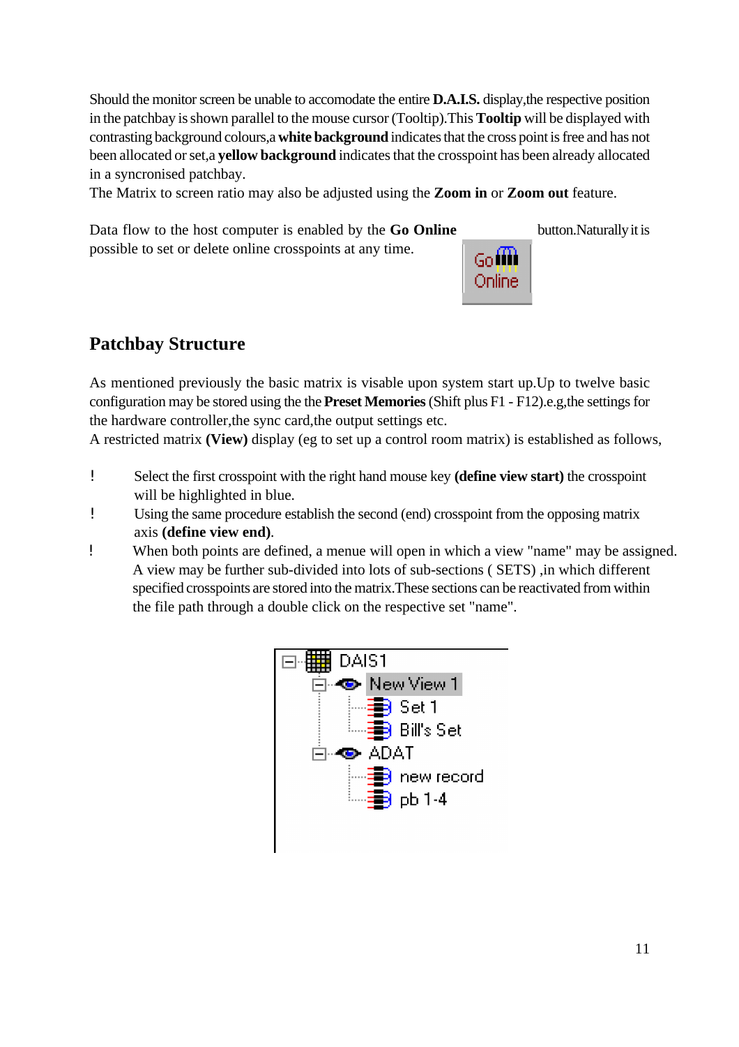Should the monitor screen be unable to accomodate the entire **D.A.I.S.** display,the respective position in the patchbay is shown parallel to the mouse cursor (Tooltip).This **Tooltip** will be displayed with contrasting background colours,a **white background** indicates that the cross point is free and has not been allocated or set,a **yellow background** indicates that the crosspoint has been already allocated in a syncronised patchbay.
The Matrix to screen ratio may also be adjusted using the **Zoom in** or **Zoom out** feature.

Data flow to the host computer is enabled by the **Go Online** button.Naturally it is possible to set or delete online crosspoints at any time.

## Patchbay Structure

As mentioned previously the basic matrix is visable upon system start up.Up to twelve basic configuration may be stored using the the **Preset Memories** (Shift plus F1 - F12).e.g,the settings for the hardware controller,the sync card,the output settings etc.
A restricted matrix **(View)** display (eg to set up a control room matrix) is established as follows,

- Select the first crosspoint with the right hand mouse key **(define view start)** the crosspoint will be highlighted in blue.
- Using the same procedure establish the second (end) crosspoint from the opposing matrix axis **(define view end)**.
- When both points are defined, a menue will open in which a view "name" may be assigned. A view may be further sub-divided into lots of sub-sections ( SETS) ,in which different specified crosspoints are stored into the matrix.These sections can be reactivated from within the file path through a double click on the respective set "name".

```
DAIS1
├── New View 1
│   ├── Set 1
│   └── Bill's Set
└── ADAT
    ├── new record
    └── pb 1-4
```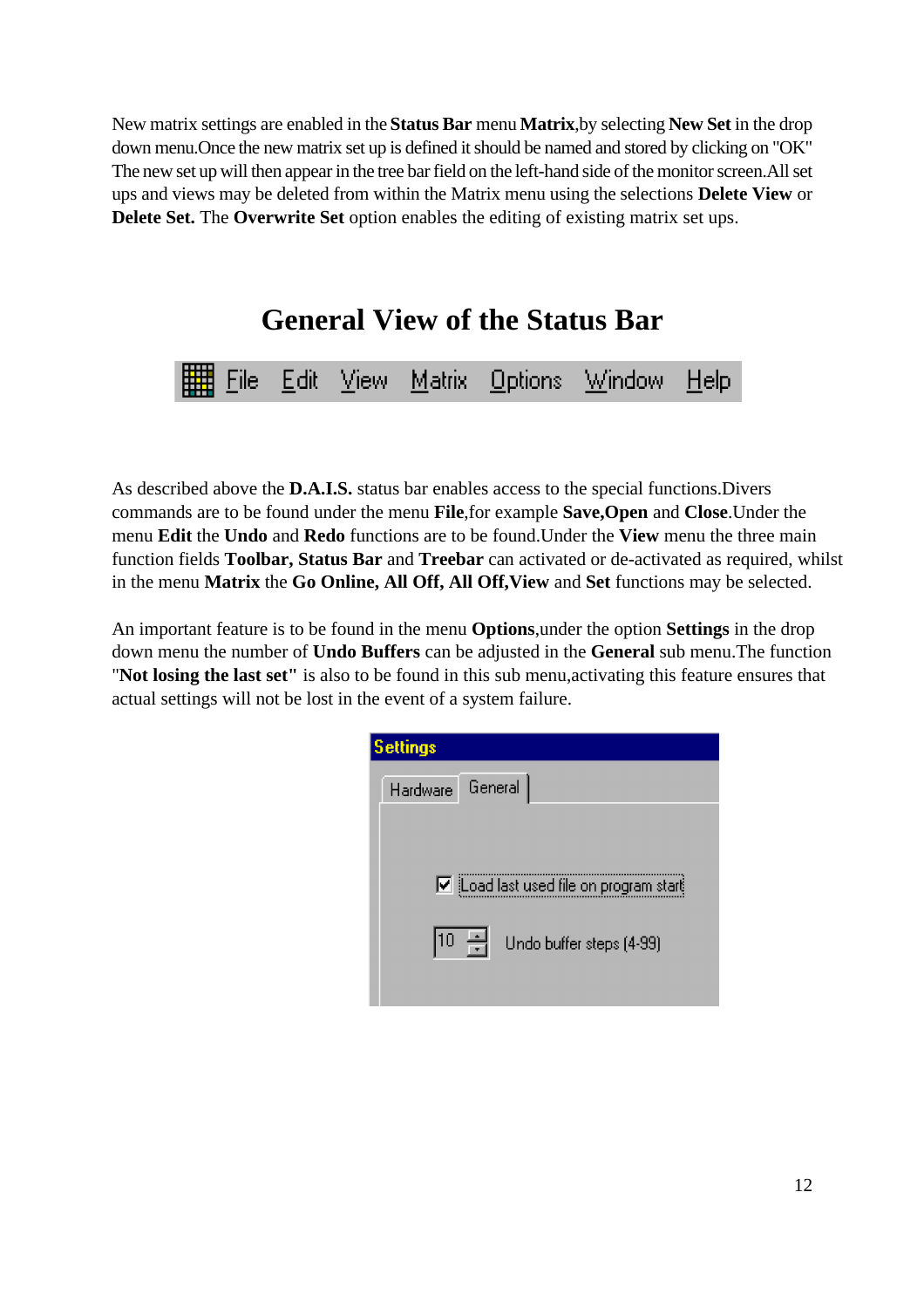New matrix settings are enabled in the **Status Bar** menu **Matrix**,by selecting **New Set** in the drop down menu.Once the new matrix set up is defined it should be named and stored by clicking on "OK" The new set up will then appear in the tree bar field on the left-hand side of the monitor screen.All set ups and views may be deleted from within the Matrix menu using the selections **Delete View** or **Delete Set.** The **Overwrite Set** option enables the editing of existing matrix set ups.

# General View of the Status Bar

File Edit View Matrix Options Window Help

As described above the **D.A.I.S.** status bar enables access to the special functions.Divers commands are to be found under the menu **File**,for example **Save,Open** and **Close**.Under the menu **Edit** the **Undo** and **Redo** functions are to be found.Under the **View** menu the three main function fields **Toolbar, Status Bar** and **Treebar** can activated or de-activated as required, whilst in the menu **Matrix** the **Go Online, All Off, All Off,View** and **Set** functions may be selected.

An important feature is to be found in the menu **Options**,under the option **Settings** in the drop down menu the number of **Undo Buffers** can be adjusted in the **General** sub menu.The function "**Not losing the last set"** is also to be found in this sub menu,activating this feature ensures that actual settings will not be lost in the event of a system failure.

Settings

Hardware | General

☑ Load last used file on program start

10 Undo buffer steps (4-99)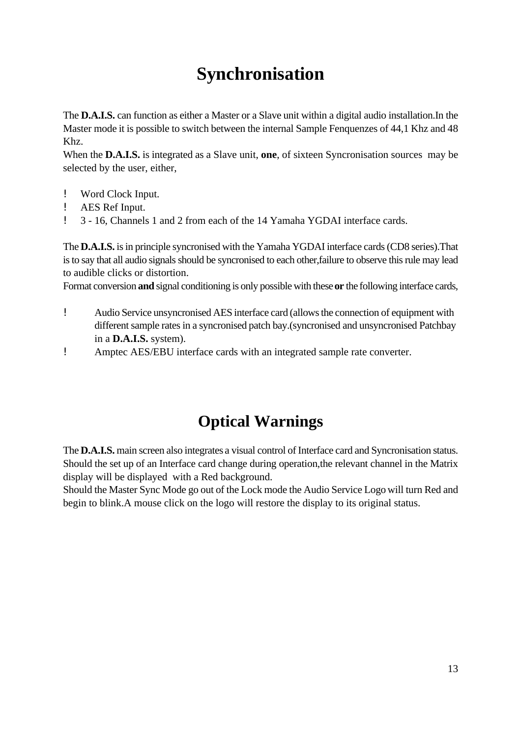# Synchronisation

The **D.A.I.S.** can function as either a Master or a Slave unit within a digital audio installation.In the Master mode it is possible to switch between the internal Sample Fenquenzes of 44,1 Khz and 48 Khz.

When the **D.A.I.S.** is integrated as a Slave unit, **one**, of sixteen Syncronisation sources may be selected by the user, either,

- Word Clock Input.
- AES Ref Input.
- 3 - 16, Channels 1 and 2 from each of the 14 Yamaha YGDAI interface cards.

The **D.A.I.S.** is in principle syncronised with the Yamaha YGDAI interface cards (CD8 series).That is to say that all audio signals should be syncronised to each other,failure to observe this rule may lead to audible clicks or distortion.

Format conversion **and** signal conditioning is only possible with these **or** the following interface cards,

- Audio Service unsyncronised AES interface card (allows the connection of equipment with different sample rates in a syncronised patch bay.(syncronised and unsyncronised Patchbay in a **D.A.I.S.** system).
- Amptec AES/EBU interface cards with an integrated sample rate converter.

# Optical Warnings

The **D.A.I.S.** main screen also integrates a visual control of Interface card and Syncronisation status. Should the set up of an Interface card change during operation,the relevant channel in the Matrix display will be displayed with a Red background.

Should the Master Sync Mode go out of the Lock mode the Audio Service Logo will turn Red and begin to blink.A mouse click on the logo will restore the display to its original status.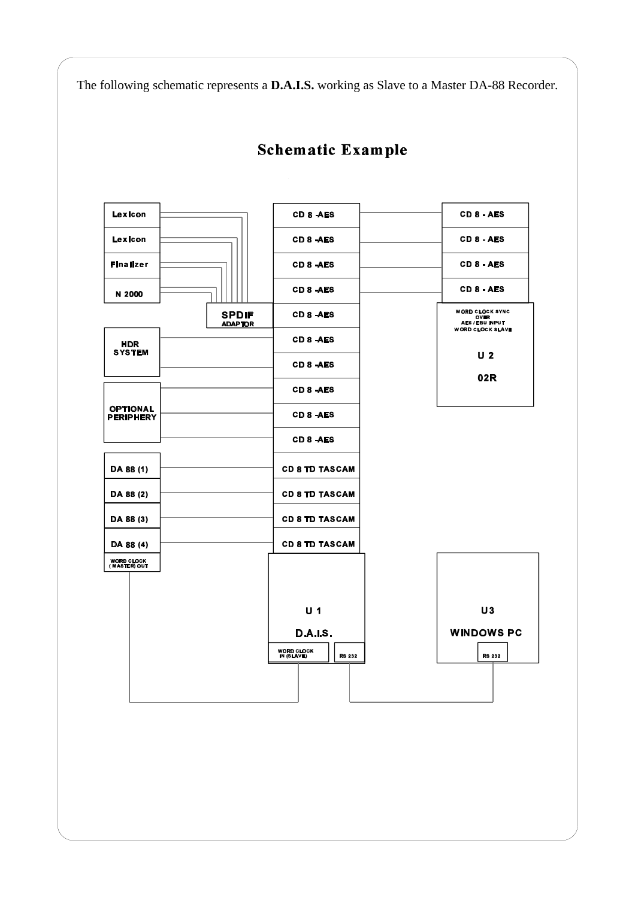The following schematic represents a **D.A.I.S.** working as Slave to a Master DA-88 Recorder.

## Schematic Example

Lexicon

Lexicon

Finalizer

N 2000

SPDIF ADAPTOR

HDR SYSTEM

OPTIONAL PERIPHERY

DA 88 (1)

DA 88 (2)

DA 88 (3)

DA 88 (4)

WORD CLOCK (MASTER) OUT

CD 8 -AES

CD 8 -AES

CD 8 -AES

CD 8 -AES

CD 8 -AES

CD 8 -AES

CD 8 -AES

CD 8 -AES

CD 8 -AES

CD 8 -AES

CD 8 TD TASCAM

CD 8 TD TASCAM

CD 8 TD TASCAM

CD 8 TD TASCAM

U 1

D.A.I.S.

WORD CLOCK IN (SLAVE)

RS 232

CD 8 - AES

CD 8 - AES

CD 8 - AES

CD 8 - AES

WORD CLOCK SYNC OVER AES / EBU INPUT WORD CLOCK SLAVE

U 2

02R

U3

WINDOWS PC

RS 232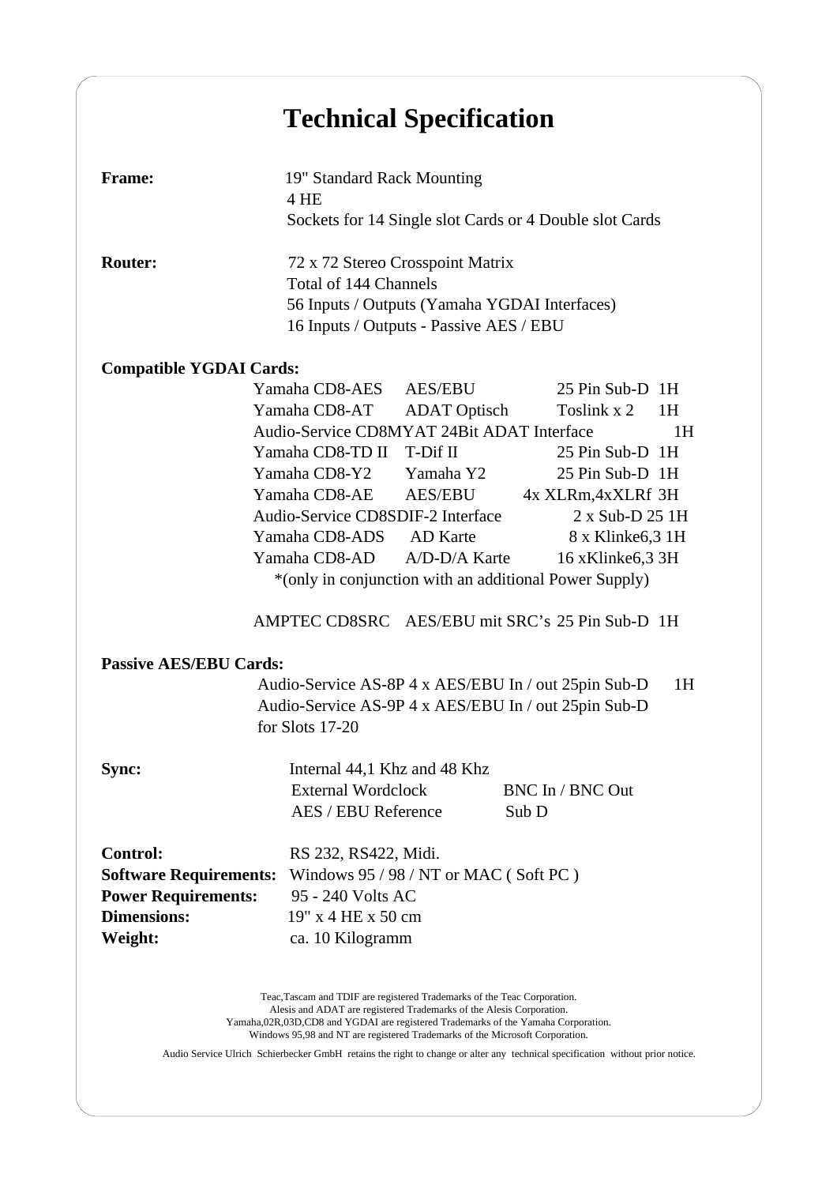# Technical Specification

**Frame:** 19" Standard Rack Mounting
4 HE
Sockets for 14 Single slot Cards or 4 Double slot Cards

**Router:** 72 x 72 Stereo Crosspoint Matrix
Total of 144 Channels
56 Inputs / Outputs (Yamaha YGDAI Interfaces)
16 Inputs / Outputs - Passive AES / EBU

**Compatible YGDAI Cards:**

| | | | |
|---|---|---|---|
| Yamaha CD8-AES | AES/EBU | 25 Pin Sub-D | 1H |
| Yamaha CD8-AT | ADAT Optisch | Toslink x 2 | 1H |
| Audio-Service CD8MYAT 24Bit ADAT Interface | | | 1H |
| Yamaha CD8-TD II | T-Dif II | 25 Pin Sub-D | 1H |
| Yamaha CD8-Y2 | Yamaha Y2 | 25 Pin Sub-D | 1H |
| Yamaha CD8-AE | AES/EBU | 4x XLRm,4xXLRf | 3H |
| Audio-Service CD8SDIF-2 Interface | | 2 x Sub-D 25 | 1H |
| Yamaha CD8-ADS | AD Karte | 8 x Klinke6,3 | 1H |
| Yamaha CD8-AD | A/D-D/A Karte | 16 xKlinke6,3 | 3H |

*(only in conjunction with an additional Power Supply)

| | | | |
|---|---|---|---|
| AMPTEC CD8SRC | AES/EBU mit SRC's | 25 Pin Sub-D | 1H |

**Passive AES/EBU Cards:**

Audio-Service AS-8P 4 x AES/EBU In / out 25pin Sub-D 1H
Audio-Service AS-9P 4 x AES/EBU In / out 25pin Sub-D
for Slots 17-20

**Sync:** Internal 44,1 Khz and 48 Khz
External Wordclock BNC In / BNC Out
AES / EBU Reference Sub D

**Control:** RS 232, RS422, Midi.
**Software Requirements:** Windows 95 / 98 / NT or MAC ( Soft PC )
**Power Requirements:** 95 - 240 Volts AC
**Dimensions:** 19" x 4 HE x 50 cm
**Weight:** ca. 10 Kilogramm

Teac,Tascam and TDIF are registered Trademarks of the Teac Corporation.
Alesis and ADAT are registered Trademarks of the Alesis Corporation.
Yamaha,02R,03D,CD8 and YGDAI are registered Trademarks of the Yamaha Corporation.
Windows 95,98 and NT are registered Trademarks of the Microsoft Corporation.

Audio Service Ulrich Schierbecker GmbH retains the right to change or alter any technical specification without prior notice.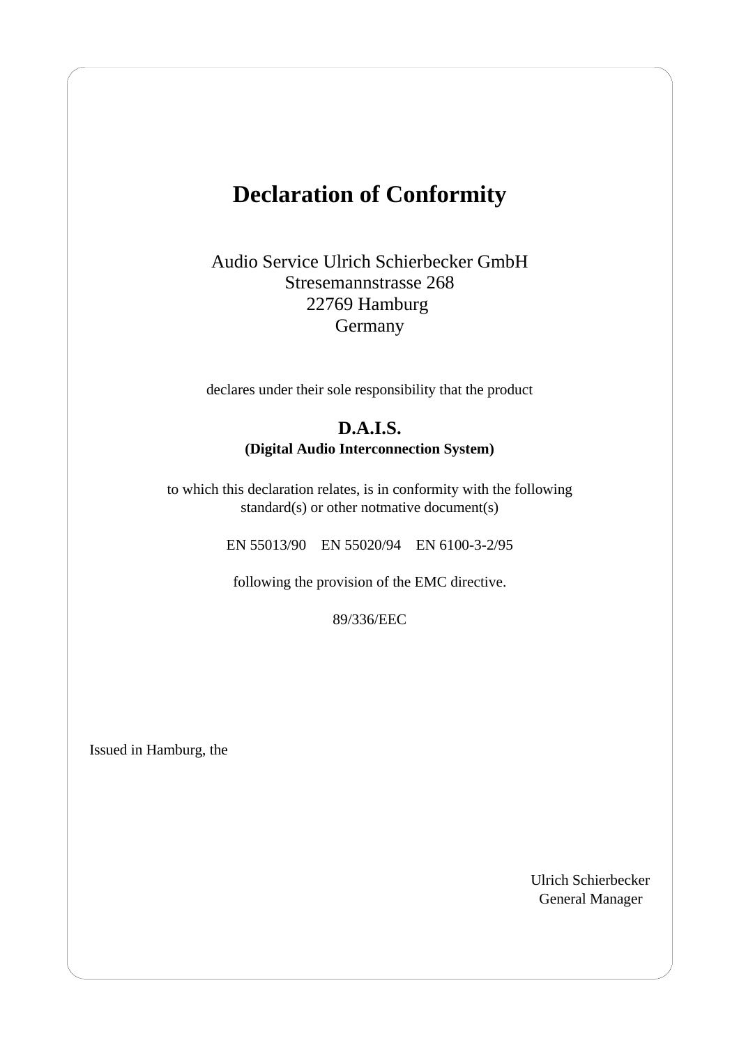# Declaration of Conformity

Audio Service Ulrich Schierbecker GmbH
Stresemannstrasse 268
22769 Hamburg
Germany

declares under their sole responsibility that the product

**D.A.I.S.**
**(Digital Audio Interconnection System)**

to which this declaration relates, is in conformity with the following standard(s) or other notmative document(s)

EN 55013/90    EN 55020/94    EN 6100-3-2/95

following the provision of the EMC directive.

89/336/EEC

Issued in Hamburg, the

Ulrich Schierbecker
General Manager